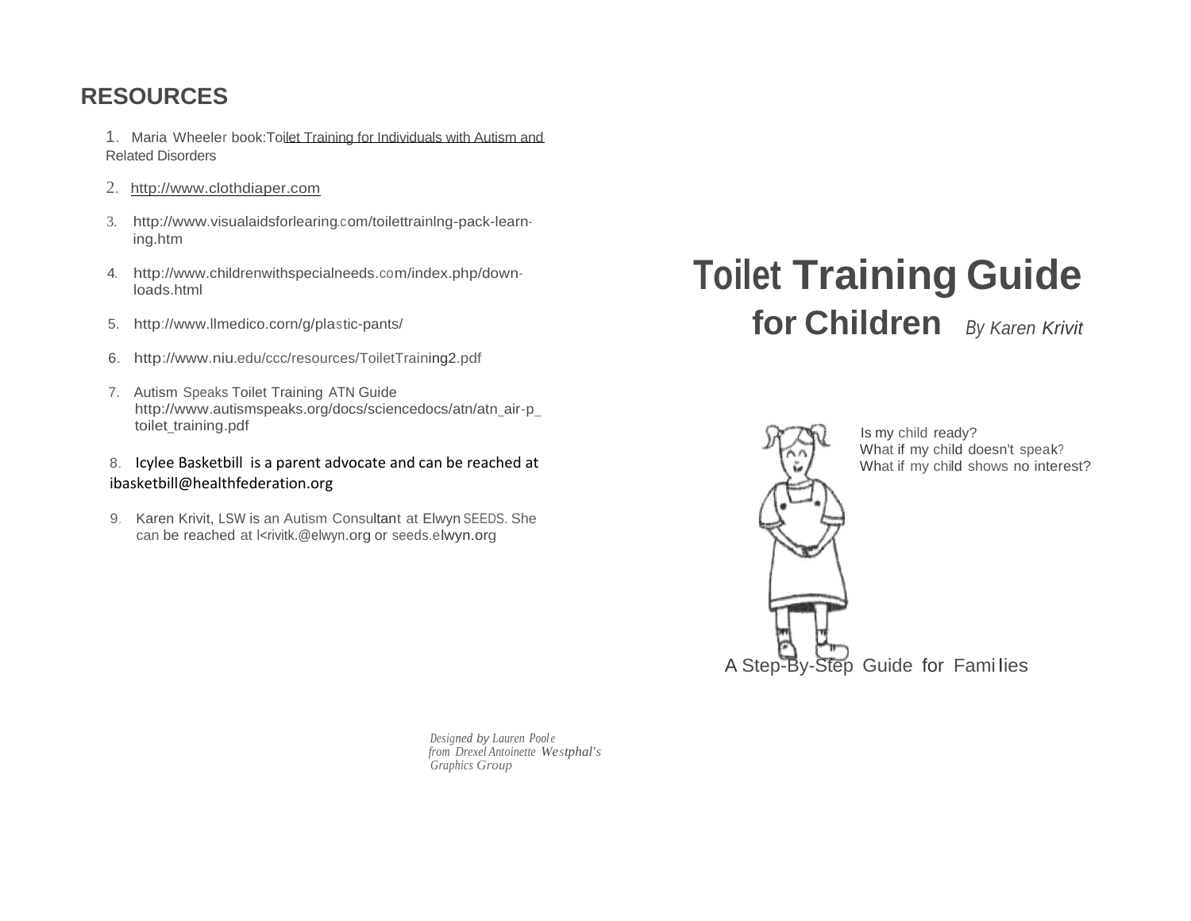## RESOURCES

1. Maria Wheeler book: Toilet Training for Individuals with Autism and Related Disorders
2. http://www.clothdiaper.com
3. http://www.visualaidsforlearing.com/toilettrainlng-pack-learn-ing.htm
4. http://www.childrenwithspecialneeds.com/index.php/down-loads.html
5. http://www.llmedico.corn/g/plastic-pants/
6. http://www.niu.edu/ccc/resources/ToiletTraining2.pdf
7. Autism Speaks Toilet Training ATN Guide http://www.autismspeaks.org/docs/sciencedocs/atn/atn_air-p_toilet_training.pdf
8. Icylee Basketbill is a parent advocate and can be reached at ibasketbill@healthfederation.org
9. Karen Krivit, LSW is an Autism Consultant at Elwyn SEEDS. She can be reached at l<rivitk.@elwyn.org or seeds.elwyn.org

*Designed by Lauren Poole from Drexel Antoinette Westphal's Graphics Group*

# Toilet Training Guide for Children

*By Karen Krivit*

Is my child ready?
What if my child doesn't speak?
What if my child shows no interest?

A Step-By-Step Guide for Families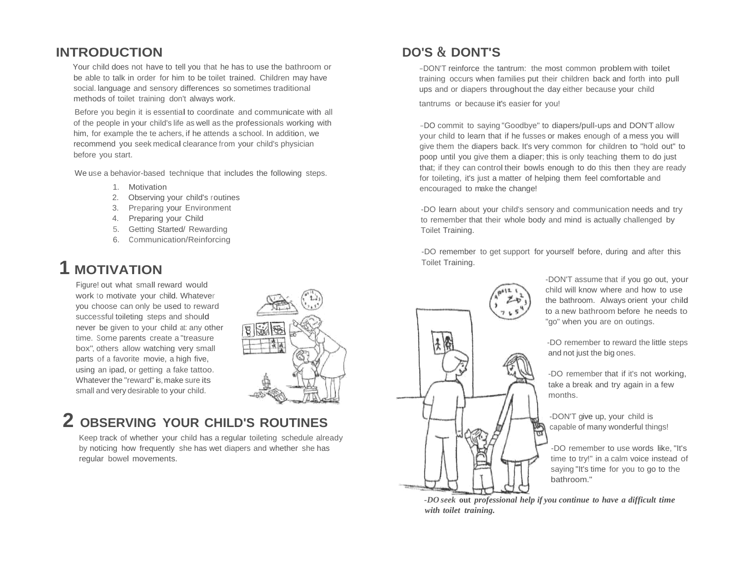## INTRODUCTION

Your child does not have to tell you that he has to use the bathroom or be able to talk in order for him to be toilet trained. Children may have social. language and sensory differences so sometimes traditional methods of toilet training don't always work.

Before you begin it is essential to coordinate and communicate with all of the people in your child's life as well as the professionals working with him, for example the te achers, if he attends a school. In addition, we recommend you seek medical clearance from your child's physician before you start.

We use a behavior-based technique that includes the following steps.

1. Motivation
2. Observing your child's routines
3. Preparing your Environment
4. Preparing your Child
5. Getting Started/ Rewarding
6. Communication/Reinforcing

## 1 MOTIVATION

Figure! out what small reward would work to motivate your child. Whatever you choose can only be used to reward successful toileting steps and should never be given to your child at: any other time. Some parents create a "treasure box", others allow watching very small parts of a favorite movie, a high five, using an ipad, or getting a fake tattoo. Whatever the "reward" is, make sure its small and very desirable to your child.

## 2 OBSERVING YOUR CHILD'S ROUTINES

Keep track of whether your child has a regular toileting schedule already by noticing how frequently she has wet diapers and whether she has regular bowel movements.

## DO'S & DONT'S

-DON'T reinforce the tantrum: the most common problem with toilet training occurs when families put their children back and forth into pull ups and or diapers throughout the day either because your child tantrums or because it's easier for you!

-DO commit to saying "Goodbye" to diapers/pull-ups and DON'T allow your child to learn that if he fusses or makes enough of a mess you will give them the diapers back. It's very common for children to "hold out" to poop until you give them a diaper; this is only teaching them to do just that; if they can control their bowls enough to do this then they are ready for toileting, it's just a matter of helping them feel comfortable and encouraged to make the change!

-DO learn about your child's sensory and communication needs and try to remember that their whole body and mind is actually challenged by Toilet Training.

-DO remember to get support for yourself before, during and after this Toilet Training.

-DON'T assume that if you go out, your child will know where and how to use the bathroom. Always orient your child to a new bathroom before he needs to "go" when you are on outings.

-DO remember to reward the little steps and not just the big ones.

-DO remember that if it's not working, take a break and try again in a few months.

-DON'T give up, your child is capable of many wonderful things!

-DO remember to use words like, "It's time to try!" in a calm voice instead of saying "It's time for you to go to the bathroom."

***-DO seek* out *professional help if you continue to have a difficult time with toilet training.***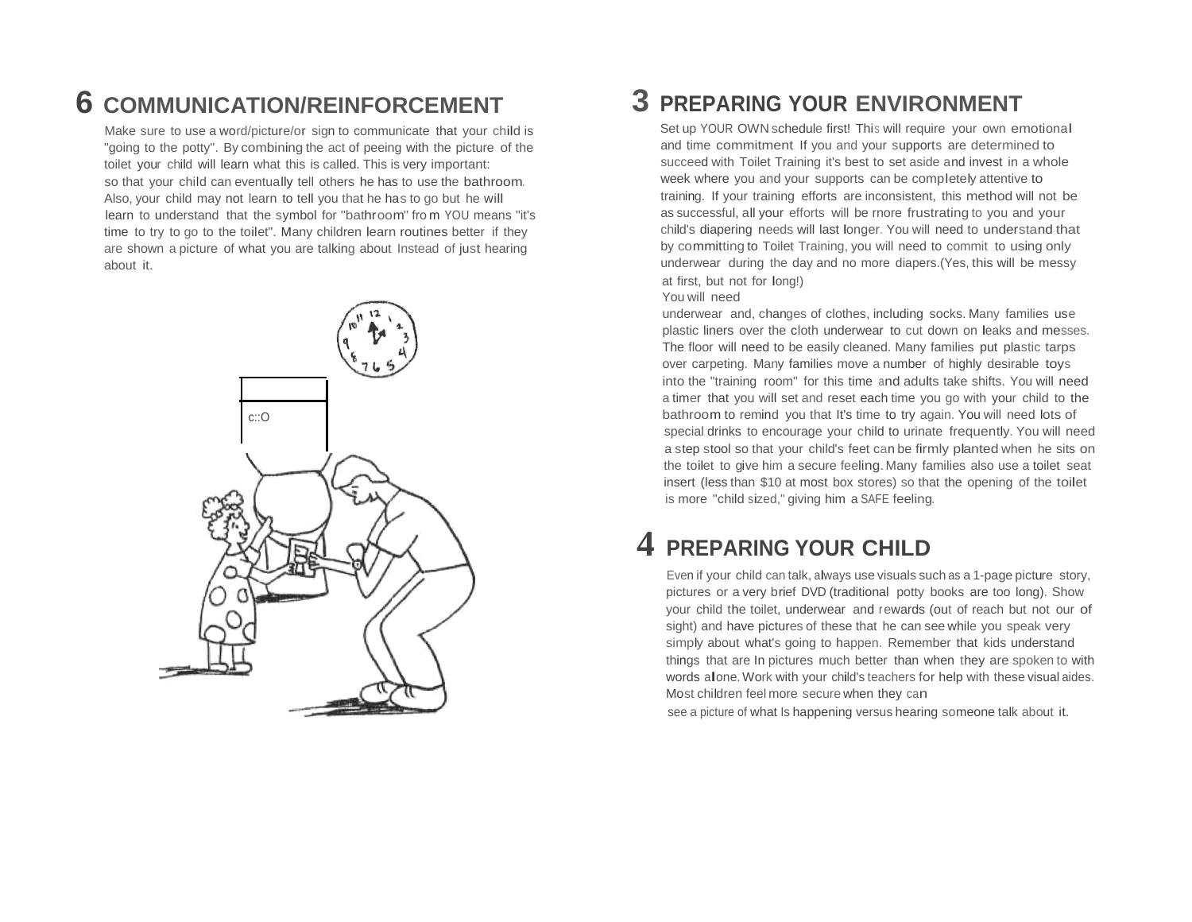# 6 COMMUNICATION/REINFORCEMENT

Make sure to use a word/picture/or sign to communicate that your child is "going to the potty". By combining the act of peeing with the picture of the toilet your child will learn what this is called. This is very important: so that your child can eventually tell others he has to use the bathroom. Also, your child may not learn to tell you that he has to go but he will learn to understand that the symbol for "bathroom" from YOU means "it's time to try to go to the toilet". Many children learn routines better if they are shown a picture of what you are talking about Instead of just hearing about it.

# 3 PREPARING YOUR ENVIRONMENT

Set up YOUR OWN schedule first! This will require your own emotional and time commitment If you and your supports are determined to succeed with Toilet Training it's best to set aside and invest in a whole week where you and your supports can be completely attentive to training. If your training efforts are inconsistent, this method will not be as successful, all your efforts will be more frustrating to you and your child's diapering needs will last longer. You will need to understand that by committing to Toilet Training, you will need to commit to using only underwear during the day and no more diapers.(Yes, this will be messy at first, but not for long!)

You will need underwear and, changes of clothes, including socks. Many families use plastic liners over the cloth underwear to cut down on leaks and messes. The floor will need to be easily cleaned. Many families put plastic tarps over carpeting. Many families move a number of highly desirable toys into the "training room" for this time and adults take shifts. You will need a timer that you will set and reset each time you go with your child to the bathroom to remind you that It's time to try again. You will need lots of special drinks to encourage your child to urinate frequently. You will need a step stool so that your child's feet can be firmly planted when he sits on the toilet to give him a secure feeling. Many families also use a toilet seat insert (less than $10 at most box stores) so that the opening of the toilet is more "child sized," giving him a SAFE feeling.

# 4 PREPARING YOUR CHILD

Even if your child can talk, always use visuals such as a 1-page picture story, pictures or a very brief DVD (traditional potty books are too long). Show your child the toilet, underwear and rewards (out of reach but not our of sight) and have pictures of these that he can see while you speak very simply about what's going to happen. Remember that kids understand things that are In pictures much better than when they are spoken to with words alone. Work with your child's teachers for help with these visual aides. Most children feel more secure when they can see a picture of what Is happening versus hearing someone talk about it.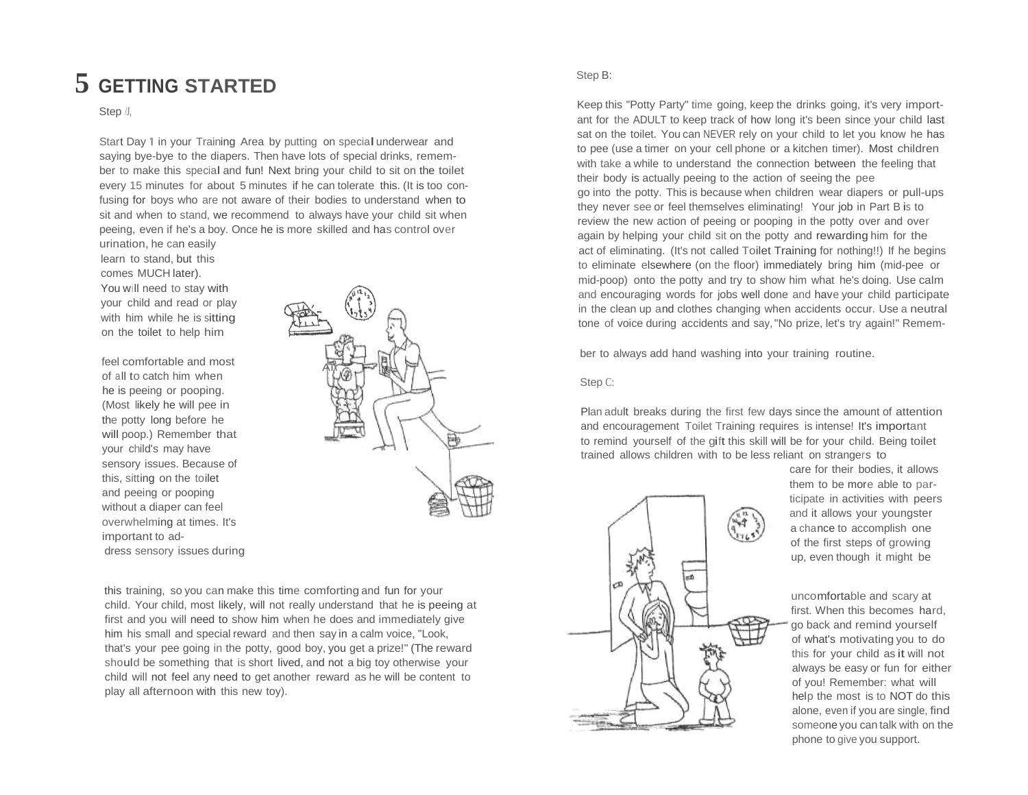# 5 GETTING STARTED

Step A:

Start Day 1 in your Training Area by putting on special underwear and saying bye-bye to the diapers. Then have lots of special drinks, remember to make this special and fun! Next bring your child to sit on the toilet every 15 minutes for about 5 minutes if he can tolerate this. (It is too confusing for boys who are not aware of their bodies to understand when to sit and when to stand, we recommend to always have your child sit when peeing, even if he's a boy. Once he is more skilled and has control over urination, he can easily learn to stand, but this comes MUCH later). You will need to stay with your child and read or play with him while he is sitting on the toilet to help him feel comfortable and most of all to catch him when he is peeing or pooping. (Most likely he will pee in the potty long before he will poop.) Remember that your child's may have sensory issues. Because of this, sitting on the toilet and peeing or pooping without a diaper can feel overwhelming at times. It's important to address sensory issues during this training, so you can make this time comforting and fun for your child. Your child, most likely, will not really understand that he is peeing at first and you will need to show him when he does and immediately give him his small and special reward and then say in a calm voice, "Look, that's your pee going in the potty, good boy, you get a prize!" (The reward should be something that is short lived, and not a big toy otherwise your child will not feel any need to get another reward as he will be content to play all afternoon with this new toy).

Step B:

Keep this "Potty Party" time going, keep the drinks going, it's very important for the ADULT to keep track of how long it's been since your child last sat on the toilet. You can NEVER rely on your child to let you know he has to pee (use a timer on your cell phone or a kitchen timer). Most children with take a while to understand the connection between the feeling that their body is actually peeing to the action of seeing the pee go into the potty. This is because when children wear diapers or pull-ups they never see or feel themselves eliminating! Your job in Part B is to review the new action of peeing or pooping in the potty over and over again by helping your child sit on the potty and rewarding him for the act of eliminating. (It's not called Toilet Training for nothing!!) If he begins to eliminate elsewhere (on the floor) immediately bring him (mid-pee or mid-poop) onto the potty and try to show him what he's doing. Use calm and encouraging words for jobs well done and have your child participate in the clean up and clothes changing when accidents occur. Use a neutral tone of voice during accidents and say, "No prize, let's try again!" Remember to always add hand washing into your training routine.

Step C:

Plan adult breaks during the first few days since the amount of attention and encouragement Toilet Training requires is intense! It's important to remind yourself of the gift this skill will be for your child. Being toilet trained allows children with to be less reliant on strangers to care for their bodies, it allows them to be more able to participate in activities with peers and it allows your youngster a chance to accomplish one of the first steps of growing up, even though it might be uncomfortable and scary at first. When this becomes hard, go back and remind yourself of what's motivating you to do this for your child as it will not always be easy or fun for either of you! Remember: what will help the most is to NOT do this alone, even if you are single, find someone you can talk with on the phone to give you support.